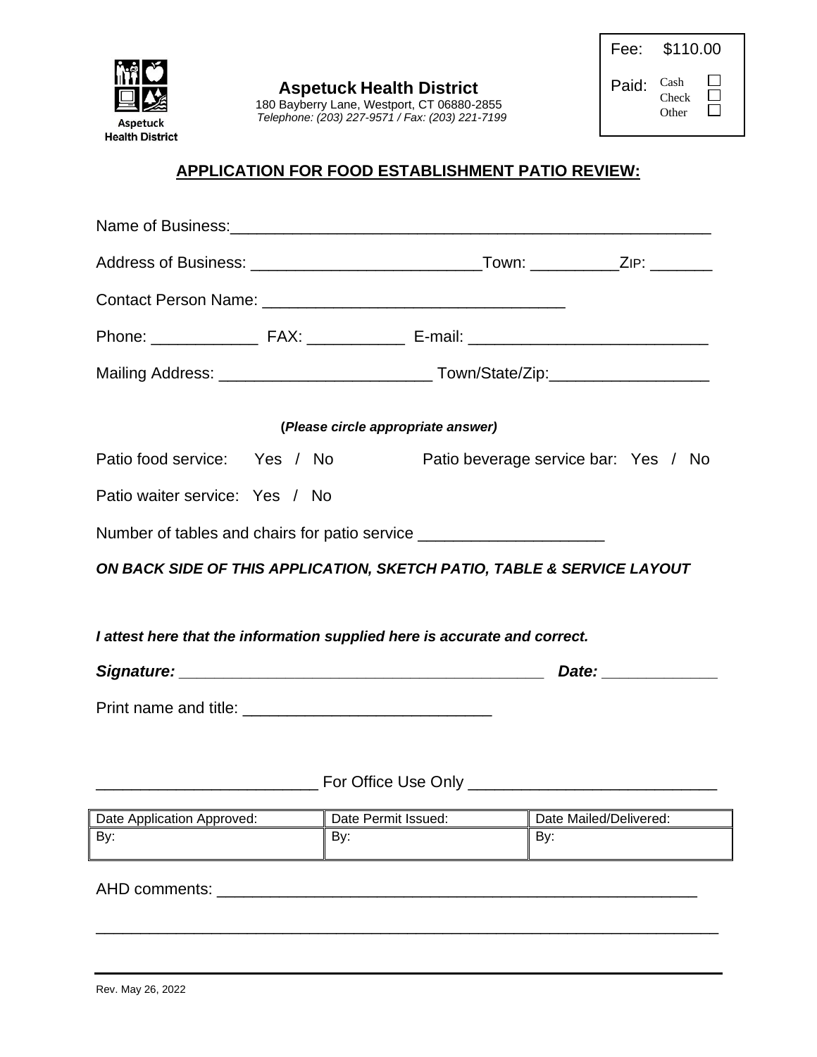Aspetuck Health District

**Aspetuck Health District**
180 Bayberry Lane, Westport, CT 06880-2855
*Telephone: (203) 227-9571 / Fax: (203) 221-7199*

| Fee: | $110.00 |
|---|---|
| Paid: | Cash ☐ Check ☐ Other ☐ |

## APPLICATION FOR FOOD ESTABLISHMENT PATIO REVIEW:

Name of Business:_______________________________________________________

Address of Business: __________________________Town: __________ZIP: _______

Contact Person Name: __________________________________

Phone: ____________ FAX: ___________ E-mail: ___________________________

Mailing Address: ________________________ Town/State/Zip:__________________

(***Please circle appropriate answer)***

Patio food service: Yes / No     Patio beverage service bar: Yes / No

Patio waiter service: Yes / No

Number of tables and chairs for patio service _____________________

***ON BACK SIDE OF THIS APPLICATION, SKETCH PATIO, TABLE & SERVICE LAYOUT***

***I attest here that the information supplied here is accurate and correct.***

***Signature:*** ___________________________________________ ***Date:*** _____________

Print name and title: ____________________________

________________________ For Office Use Only ____________________________

| Date Application Approved: | Date Permit Issued: | Date Mailed/Delivered: |
|---|---|---|
| By: | By: | By: |

AHD comments: _______________________________________________________

______________________________________________________________________

Rev. May 26, 2022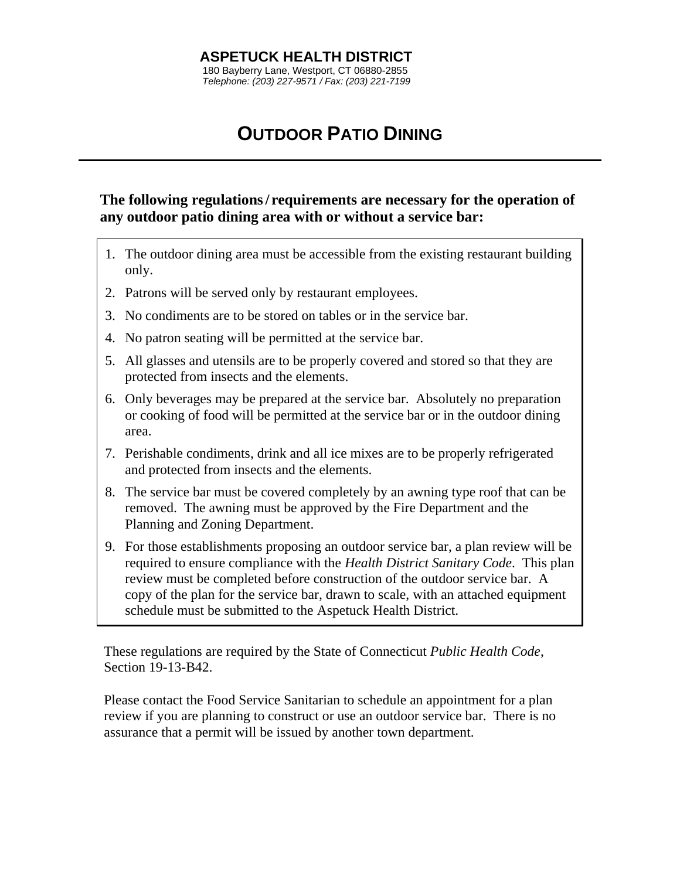**ASPETUCK HEALTH DISTRICT**
180 Bayberry Lane, Westport, CT 06880-2855
*Telephone: (203) 227-9571 / Fax: (203) 221-7199*

# OUTDOOR PATIO DINING

**The following regulations / requirements are necessary for the operation of any outdoor patio dining area with or without a service bar:**

1. The outdoor dining area must be accessible from the existing restaurant building only.
2. Patrons will be served only by restaurant employees.
3. No condiments are to be stored on tables or in the service bar.
4. No patron seating will be permitted at the service bar.
5. All glasses and utensils are to be properly covered and stored so that they are protected from insects and the elements.
6. Only beverages may be prepared at the service bar. Absolutely no preparation or cooking of food will be permitted at the service bar or in the outdoor dining area.
7. Perishable condiments, drink and all ice mixes are to be properly refrigerated and protected from insects and the elements.
8. The service bar must be covered completely by an awning type roof that can be removed. The awning must be approved by the Fire Department and the Planning and Zoning Department.
9. For those establishments proposing an outdoor service bar, a plan review will be required to ensure compliance with the *Health District Sanitary Code*. This plan review must be completed before construction of the outdoor service bar. A copy of the plan for the service bar, drawn to scale, with an attached equipment schedule must be submitted to the Aspetuck Health District.

These regulations are required by the State of Connecticut *Public Health Code*, Section 19-13-B42.

Please contact the Food Service Sanitarian to schedule an appointment for a plan review if you are planning to construct or use an outdoor service bar. There is no assurance that a permit will be issued by another town department.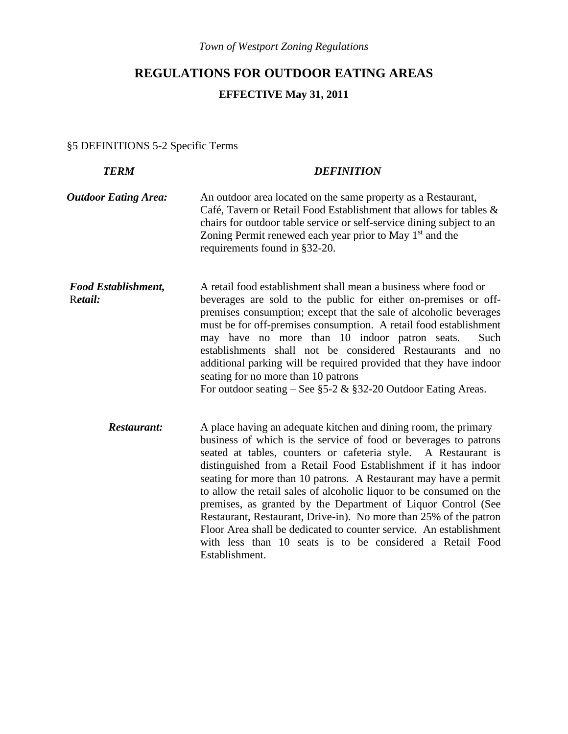*Town of Westport Zoning Regulations*

# REGULATIONS FOR OUTDOOR EATING AREAS

## EFFECTIVE May 31, 2011

§5 DEFINITIONS 5-2 Specific Terms

| ***TERM*** | ***DEFINITION*** |
|---|---|
| ***Outdoor Eating Area:*** | An outdoor area located on the same property as a Restaurant, Café, Tavern or Retail Food Establishment that allows for tables & chairs for outdoor table service or self-service dining subject to an Zoning Permit renewed each year prior to May 1st and the requirements found in §32-20. |
| ***Food Establishment, Retail:*** | A retail food establishment shall mean a business where food or beverages are sold to the public for either on-premises or off-premises consumption; except that the sale of alcoholic beverages must be for off-premises consumption. A retail food establishment may have no more than 10 indoor patron seats. Such establishments shall not be considered Restaurants and no additional parking will be required provided that they have indoor seating for no more than 10 patrons<br>For outdoor seating – See §5-2 & §32-20 Outdoor Eating Areas. |
| ***Restaurant:*** | A place having an adequate kitchen and dining room, the primary business of which is the service of food or beverages to patrons seated at tables, counters or cafeteria style. A Restaurant is distinguished from a Retail Food Establishment if it has indoor seating for more than 10 patrons. A Restaurant may have a permit to allow the retail sales of alcoholic liquor to be consumed on the premises, as granted by the Department of Liquor Control (See Restaurant, Restaurant, Drive-in). No more than 25% of the patron Floor Area shall be dedicated to counter service. An establishment with less than 10 seats is to be considered a Retail Food Establishment. |